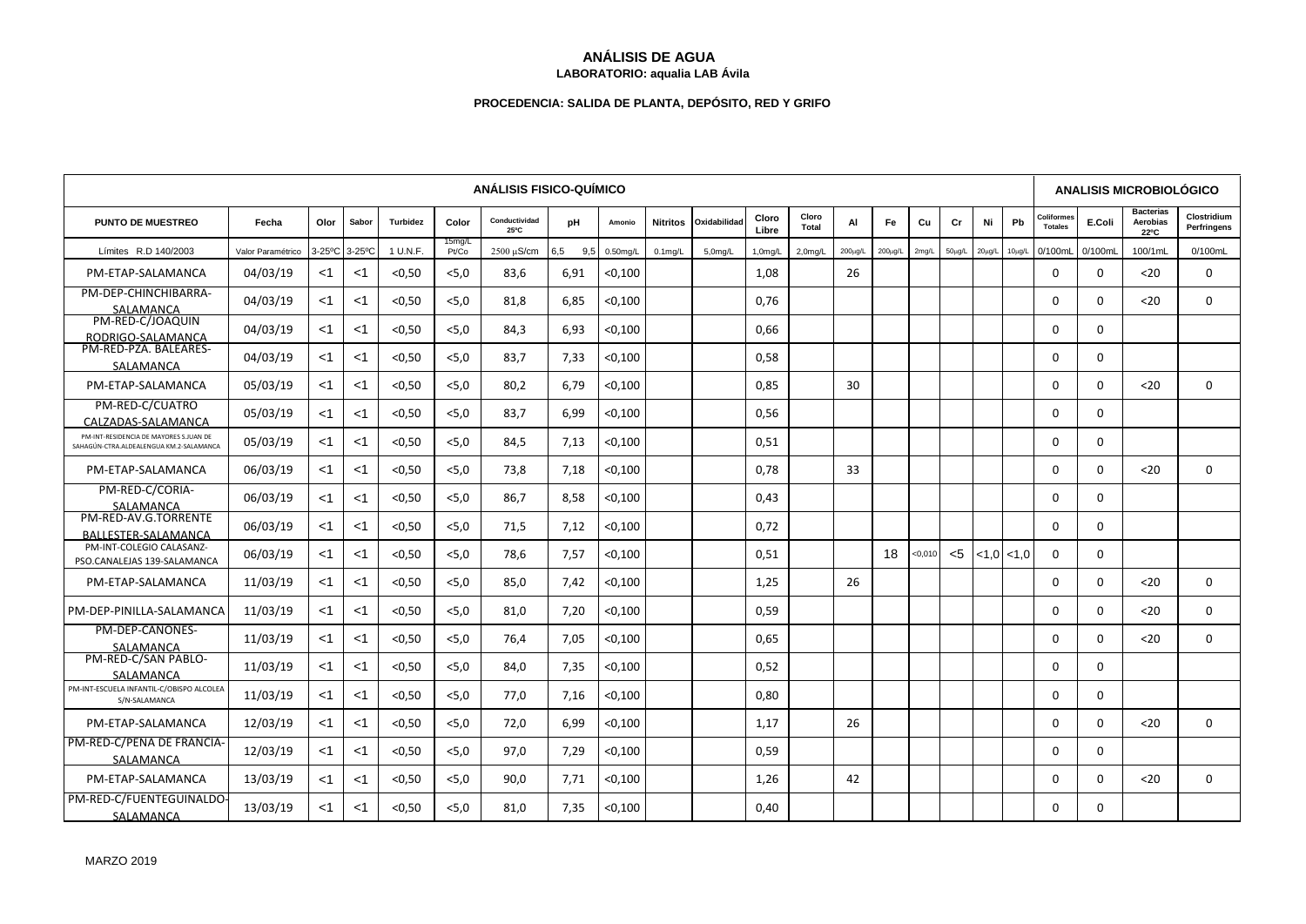# ANÁLISIS DE AGUA

**LABORATORIO: aqualia LAB Ávila**

**PROCEDENCIA: SALIDA DE PLANTA, DEPÓSITO, RED Y GRIFO**

| ANÁLISIS FISICO-QUÍMICO | | | | | | | | | | | | | | | | | | | | ANALISIS MICROBIOLÓGICO | | | |
|---|---|---|---|---|---|---|---|---|---|---|---|---|---|---|---|---|---|---|---|---|---|---|---|
| PUNTO DE MUESTREO | Fecha | Olor | Sabor | Turbidez | Color | Conductividad 25ºC | pH | Amonio | Nitritos | Oxidabilidad | Cloro Libre | Cloro Total | Al | Fe | Cu | Cr | Ni | Pb | Coliformes Totales | E.Coli | Bacterias Aerobias 22ºC | Clostridium Perfringens |
| Límites R.D 140/2003 | Valor Paramétrico | 3-25ºC | 3-25ºC | 1 U.N.F. | 15mg/L Pt/Co | 2500 μS/cm | 6,5 9,5 | 0.50mg/L | 0.1mg/L | 5,0mg/L | 1,0mg/L | 2,0mg/L | 200μg/L | 200μg/L | 2mg/L | 50μg/L | 20μg/L | 10μg/L | 0/100mL | 0/100mL | 100/1mL | 0/100mL |
| PM-ETAP-SALAMANCA | 04/03/19 | <1 | <1 | <0,50 | <5,0 | 83,6 | 6,91 | <0,100 | | | 1,08 | | 26 | | | | | | 0 | 0 | <20 | 0 |
| PM-DEP-CHINCHIBARRA-SALAMANCA | 04/03/19 | <1 | <1 | <0,50 | <5,0 | 81,8 | 6,85 | <0,100 | | | 0,76 | | | | | | | | 0 | 0 | <20 | 0 |
| PM-RED-C/JOAQUIN RODRIGO-SALAMANCA | 04/03/19 | <1 | <1 | <0,50 | <5,0 | 84,3 | 6,93 | <0,100 | | | 0,66 | | | | | | | | 0 | 0 | | |
| PM-RED-PZA. BALEARES-SALAMANCA | 04/03/19 | <1 | <1 | <0,50 | <5,0 | 83,7 | 7,33 | <0,100 | | | 0,58 | | | | | | | | 0 | 0 | | |
| PM-ETAP-SALAMANCA | 05/03/19 | <1 | <1 | <0,50 | <5,0 | 80,2 | 6,79 | <0,100 | | | 0,85 | | 30 | | | | | | 0 | 0 | <20 | 0 |
| PM-RED-C/CUATRO CALZADAS-SALAMANCA | 05/03/19 | <1 | <1 | <0,50 | <5,0 | 83,7 | 6,99 | <0,100 | | | 0,56 | | | | | | | | 0 | 0 | | |
| PM-INT-RESIDENCIA DE MAYORES S.JUAN DE SAHAGÚN-CTRA.ALDEALENGUA KM.2-SALAMANCA | 05/03/19 | <1 | <1 | <0,50 | <5,0 | 84,5 | 7,13 | <0,100 | | | 0,51 | | | | | | | | 0 | 0 | | |
| PM-ETAP-SALAMANCA | 06/03/19 | <1 | <1 | <0,50 | <5,0 | 73,8 | 7,18 | <0,100 | | | 0,78 | | 33 | | | | | | 0 | 0 | <20 | 0 |
| PM-RED-C/CORIA-SALAMANCA | 06/03/19 | <1 | <1 | <0,50 | <5,0 | 86,7 | 8,58 | <0,100 | | | 0,43 | | | | | | | | 0 | 0 | | |
| PM-RED-AV.G.TORRENTE BALLESTER-SALAMANCA | 06/03/19 | <1 | <1 | <0,50 | <5,0 | 71,5 | 7,12 | <0,100 | | | 0,72 | | | | | | | | 0 | 0 | | |
| PM-INT-COLEGIO CALASANZ-PSO.CANALEJAS 139-SALAMANCA | 06/03/19 | <1 | <1 | <0,50 | <5,0 | 78,6 | 7,57 | <0,100 | | | 0,51 | | | 18 | <0,010 | <5 | <1,0 | <1,0 | 0 | 0 | | |
| PM-ETAP-SALAMANCA | 11/03/19 | <1 | <1 | <0,50 | <5,0 | 85,0 | 7,42 | <0,100 | | | 1,25 | | 26 | | | | | | 0 | 0 | <20 | 0 |
| PM-DEP-PINILLA-SALAMANCA | 11/03/19 | <1 | <1 | <0,50 | <5,0 | 81,0 | 7,20 | <0,100 | | | 0,59 | | | | | | | | 0 | 0 | <20 | 0 |
| PM-DEP-CAÑONES-SALAMANCA | 11/03/19 | <1 | <1 | <0,50 | <5,0 | 76,4 | 7,05 | <0,100 | | | 0,65 | | | | | | | | 0 | 0 | <20 | 0 |
| PM-RED-C/SAN PABLO-SALAMANCA | 11/03/19 | <1 | <1 | <0,50 | <5,0 | 84,0 | 7,35 | <0,100 | | | 0,52 | | | | | | | | 0 | 0 | | |
| PM-INT-ESCUELA INFANTIL-C/OBISPO ALCOLEA S/N-SALAMANCA | 11/03/19 | <1 | <1 | <0,50 | <5,0 | 77,0 | 7,16 | <0,100 | | | 0,80 | | | | | | | | 0 | 0 | | |
| PM-ETAP-SALAMANCA | 12/03/19 | <1 | <1 | <0,50 | <5,0 | 72,0 | 6,99 | <0,100 | | | 1,17 | | 26 | | | | | | 0 | 0 | <20 | 0 |
| PM-RED-C/PEÑA DE FRANCIA-SALAMANCA | 12/03/19 | <1 | <1 | <0,50 | <5,0 | 97,0 | 7,29 | <0,100 | | | 0,59 | | | | | | | | 0 | 0 | | |
| PM-ETAP-SALAMANCA | 13/03/19 | <1 | <1 | <0,50 | <5,0 | 90,0 | 7,71 | <0,100 | | | 1,26 | | 42 | | | | | | 0 | 0 | <20 | 0 |
| PM-RED-C/FUENTEGUINALDO-SALAMANCA | 13/03/19 | <1 | <1 | <0,50 | <5,0 | 81,0 | 7,35 | <0,100 | | | 0,40 | | | | | | | | 0 | 0 | | |

MARZO 2019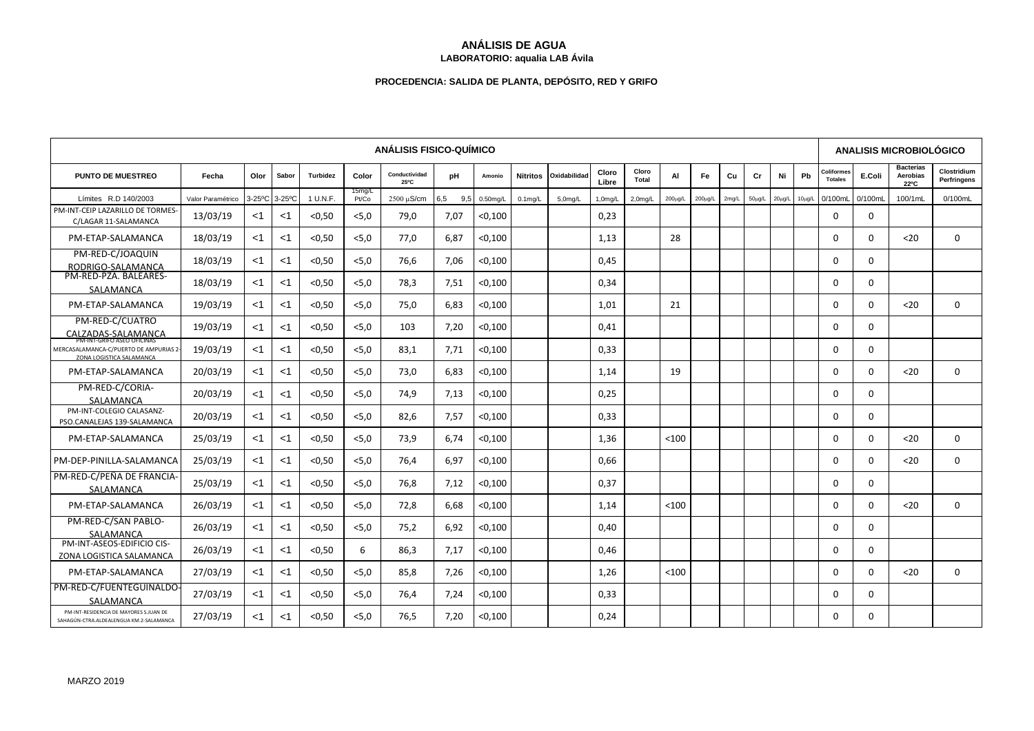# ANÁLISIS DE AGUA

**LABORATORIO: aqualia LAB Ávila**

**PROCEDENCIA: SALIDA DE PLANTA, DEPÓSITO, RED Y GRIFO**

| ANÁLISIS FISICO-QUÍMICO | | | | | | | | | | | | | | | | | | | | ANALISIS MICROBIOLÓGICO | | | |
|---|---|---|---|---|---|---|---|---|---|---|---|---|---|---|---|---|---|---|---|---|---|---|---|
| PUNTO DE MUESTREO | Fecha | Olor | Sabor | Turbidez | Color | Conductividad 25ºC | pH | Amonio | Nitritos | Oxidabilidad | Cloro Libre | Cloro Total | Al | Fe | Cu | Cr | Ni | Pb | Coliformes Totales | E.Coli | Bacterias Aerobias 22ºC | Clostridium Perfringens |
| Límites R.D 140/2003 | Valor Paramétrico | 3-25ºC | 3-25ºC | 1 U.N.F. | 15mg/L Pt/Co | 2500 µS/cm | 6,5 9,5 | 0.50mg/L | 0.1mg/L | 5,0mg/L | 1,0mg/L | 2,0mg/L | 200µg/L | 200µg/L | 2mg/L | 50µg/L | 20µg/L | 10µg/L | 0/100mL | 0/100mL | 100/1mL | 0/100mL |
| PM-INT-CEIP LAZARILLO DE TORMES-C/LAGAR 11-SALAMANCA | 13/03/19 | <1 | <1 | <0,50 | <5,0 | 79,0 | 7,07 | <0,100 | | | 0,23 | | | | | | | | 0 | 0 | | |
| PM-ETAP-SALAMANCA | 18/03/19 | <1 | <1 | <0,50 | <5,0 | 77,0 | 6,87 | <0,100 | | | 1,13 | | 28 | | | | | | 0 | 0 | <20 | 0 |
| PM-RED-C/JOAQUIN RODRIGO-SALAMANCA | 18/03/19 | <1 | <1 | <0,50 | <5,0 | 76,6 | 7,06 | <0,100 | | | 0,45 | | | | | | | | 0 | 0 | | |
| PM-RED-PZA. BALEARES-SALAMANCA | 18/03/19 | <1 | <1 | <0,50 | <5,0 | 78,3 | 7,51 | <0,100 | | | 0,34 | | | | | | | | 0 | 0 | | |
| PM-ETAP-SALAMANCA | 19/03/19 | <1 | <1 | <0,50 | <5,0 | 75,0 | 6,83 | <0,100 | | | 1,01 | | 21 | | | | | | 0 | 0 | <20 | 0 |
| PM-RED-C/CUATRO CALZADAS-SALAMANCA | 19/03/19 | <1 | <1 | <0,50 | <5,0 | 103 | 7,20 | <0,100 | | | 0,41 | | | | | | | | 0 | 0 | | |
| PM-INT-GRIFO ASEO OFICINAS MERCASALAMANCA-C/PUERTO DE AMPURIAS 2-ZONA LOGISTICA SALAMANCA | 19/03/19 | <1 | <1 | <0,50 | <5,0 | 83,1 | 7,71 | <0,100 | | | 0,33 | | | | | | | | 0 | 0 | | |
| PM-ETAP-SALAMANCA | 20/03/19 | <1 | <1 | <0,50 | <5,0 | 73,0 | 6,83 | <0,100 | | | 1,14 | | 19 | | | | | | 0 | 0 | <20 | 0 |
| PM-RED-C/CORIA-SALAMANCA | 20/03/19 | <1 | <1 | <0,50 | <5,0 | 74,9 | 7,13 | <0,100 | | | 0,25 | | | | | | | | 0 | 0 | | |
| PM-INT-COLEGIO CALASANZ-PSO.CANALEJAS 139-SALAMANCA | 20/03/19 | <1 | <1 | <0,50 | <5,0 | 82,6 | 7,57 | <0,100 | | | 0,33 | | | | | | | | 0 | 0 | | |
| PM-ETAP-SALAMANCA | 25/03/19 | <1 | <1 | <0,50 | <5,0 | 73,9 | 6,74 | <0,100 | | | 1,36 | | <100 | | | | | | 0 | 0 | <20 | 0 |
| PM-DEP-PINILLA-SALAMANCA | 25/03/19 | <1 | <1 | <0,50 | <5,0 | 76,4 | 6,97 | <0,100 | | | 0,66 | | | | | | | | 0 | 0 | <20 | 0 |
| PM-RED-C/PEÑA DE FRANCIA-SALAMANCA | 25/03/19 | <1 | <1 | <0,50 | <5,0 | 76,8 | 7,12 | <0,100 | | | 0,37 | | | | | | | | 0 | 0 | | |
| PM-ETAP-SALAMANCA | 26/03/19 | <1 | <1 | <0,50 | <5,0 | 72,8 | 6,68 | <0,100 | | | 1,14 | | <100 | | | | | | 0 | 0 | <20 | 0 |
| PM-RED-C/SAN PABLO-SALAMANCA | 26/03/19 | <1 | <1 | <0,50 | <5,0 | 75,2 | 6,92 | <0,100 | | | 0,40 | | | | | | | | 0 | 0 | | |
| PM-INT-ASEOS-EDIFICIO CIS-ZONA LOGISTICA SALAMANCA | 26/03/19 | <1 | <1 | <0,50 | 6 | 86,3 | 7,17 | <0,100 | | | 0,46 | | | | | | | | 0 | 0 | | |
| PM-ETAP-SALAMANCA | 27/03/19 | <1 | <1 | <0,50 | <5,0 | 85,8 | 7,26 | <0,100 | | | 1,26 | | <100 | | | | | | 0 | 0 | <20 | 0 |
| PM-RED-C/FUENTEGUINALDO-SALAMANCA | 27/03/19 | <1 | <1 | <0,50 | <5,0 | 76,4 | 7,24 | <0,100 | | | 0,33 | | | | | | | | 0 | 0 | | |
| PM-INT-RESIDENCIA DE MAYORES S.JUAN DE SAHAGÚN-CTRA.ALDEALENGUA KM.2-SALAMANCA | 27/03/19 | <1 | <1 | <0,50 | <5,0 | 76,5 | 7,20 | <0,100 | | | 0,24 | | | | | | | | 0 | 0 | | |

MARZO 2019